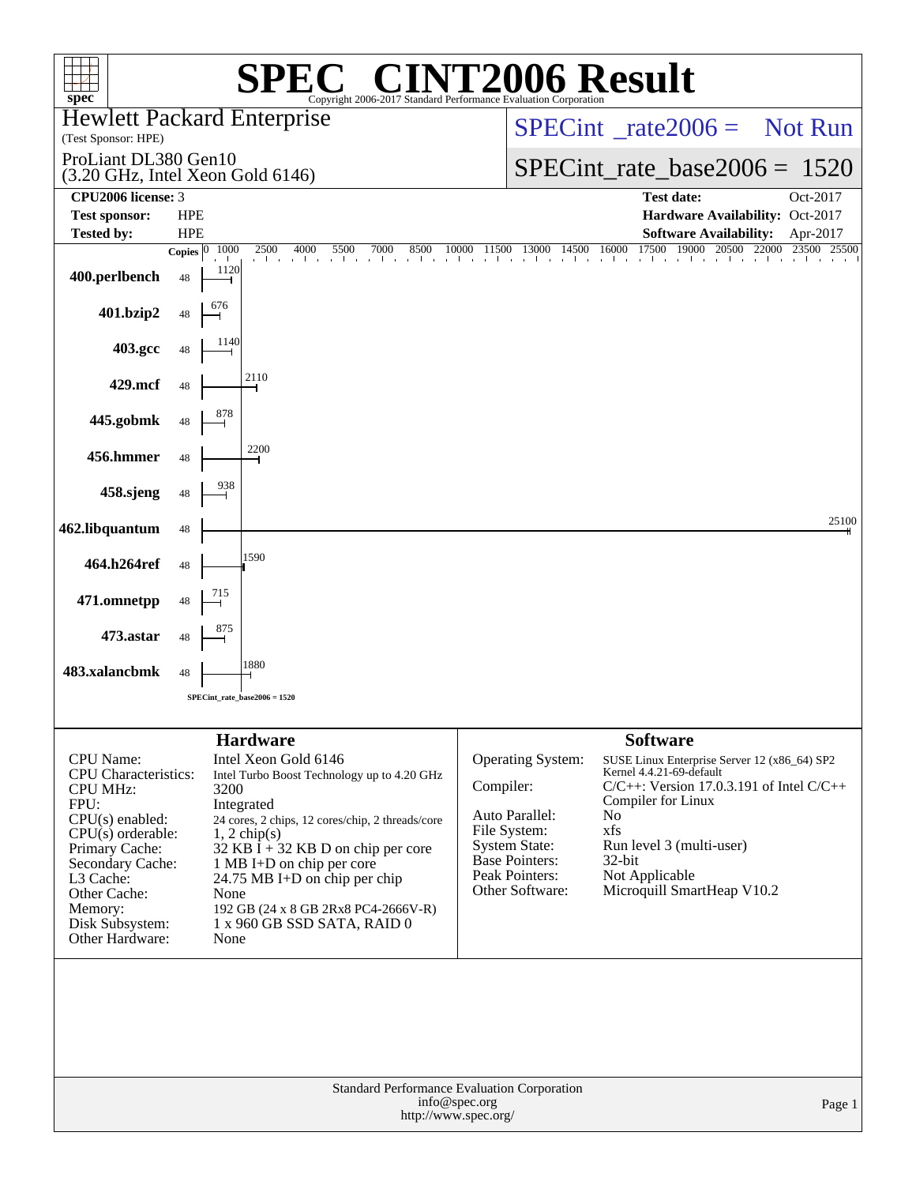# SPEC® CINT2006 Result

Copyright 2006-2017 Standard Performance Evaluation Corporation

**Hewlett Packard Enterprise**
(Test Sponsor: HPE)

ProLiant DL380 Gen10
(3.20 GHz, Intel Xeon Gold 6146)

SPECint_rate2006 = Not Run

SPECint_rate_base2006 = 1520

| | | | |
|---|---|---|---|
| **CPU2006 license:** | 3 | **Test date:** | Oct-2017 |
| **Test sponsor:** | HPE | **Hardware Availability:** | Oct-2017 |
| **Tested by:** | HPE | **Software Availability:** | Apr-2017 |

| Benchmark | Copies | Base Ratio |
|---|---|---|
| 400.perlbench | 48 | 1120 |
| 401.bzip2 | 48 | 676 |
| 403.gcc | 48 | 1140 |
| 429.mcf | 48 | 2110 |
| 445.gobmk | 48 | 878 |
| 456.hmmer | 48 | 2200 |
| 458.sjeng | 48 | 938 |
| 462.libquantum | 48 | 25100 |
| 464.h264ref | 48 | 1590 |
| 471.omnetpp | 48 | 715 |
| 473.astar | 48 | 875 |
| 483.xalancbmk | 48 | 1880 |

SPECint_rate_base2006 = 1520

## Hardware

| | |
|---|---|
| CPU Name: | Intel Xeon Gold 6146 |
| CPU Characteristics: | Intel Turbo Boost Technology up to 4.20 GHz |
| CPU MHz: | 3200 |
| FPU: | Integrated |
| CPU(s) enabled: | 24 cores, 2 chips, 12 cores/chip, 2 threads/core |
| CPU(s) orderable: | 1, 2 chip(s) |
| Primary Cache: | 32 KB I + 32 KB D on chip per core |
| Secondary Cache: | 1 MB I+D on chip per core |
| L3 Cache: | 24.75 MB I+D on chip per chip |
| Other Cache: | None |
| Memory: | 192 GB (24 x 8 GB 2Rx8 PC4-2666V-R) |
| Disk Subsystem: | 1 x 960 GB SSD SATA, RAID 0 |
| Other Hardware: | None |

## Software

| | |
|---|---|
| Operating System: | SUSE Linux Enterprise Server 12 (x86_64) SP2 Kernel 4.4.21-69-default |
| Compiler: | C/C++: Version 17.0.3.191 of Intel C/C++ Compiler for Linux |
| Auto Parallel: | No |
| File System: | xfs |
| System State: | Run level 3 (multi-user) |
| Base Pointers: | 32-bit |
| Peak Pointers: | Not Applicable |
| Other Software: | Microquill SmartHeap V10.2 |

Standard Performance Evaluation Corporation
info@spec.org
http://www.spec.org/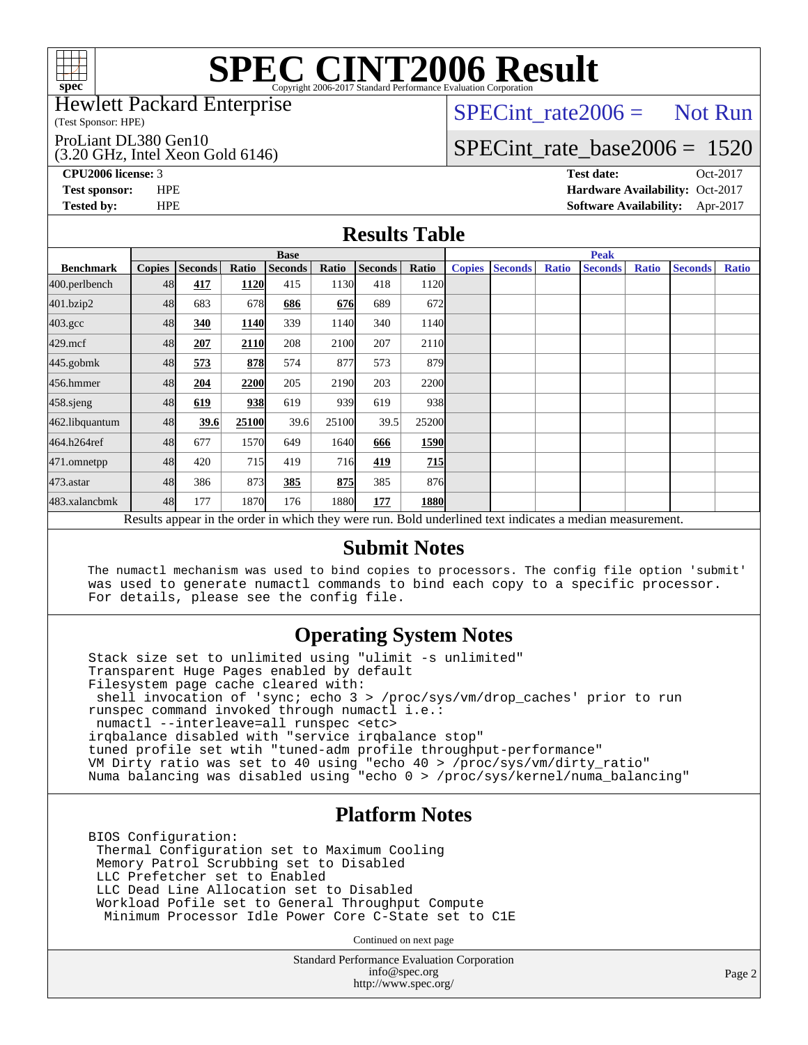# SPEC CINT2006 Result

Copyright 2006-2017 Standard Performance Evaluation Corporation

Hewlett Packard Enterprise
(Test Sponsor: HPE)

ProLiant DL380 Gen10
(3.20 GHz, Intel Xeon Gold 6146)

SPECint_rate2006 = Not Run

SPECint_rate_base2006 = 1520

**CPU2006 license:** 3
**Test sponsor:** HPE
**Tested by:** HPE

**Test date:** Oct-2017
**Hardware Availability:** Oct-2017
**Software Availability:** Apr-2017

## Results Table

| | Base | | | | | | | Peak | | | | | | |
|---|---|---|---|---|---|---|---|---|---|---|---|---|---|---|
| **Benchmark** | **Copies** | **Seconds** | **Ratio** | **Seconds** | **Ratio** | **Seconds** | **Ratio** | **Copies** | **Seconds** | **Ratio** | **Seconds** | **Ratio** | **Seconds** | **Ratio** |
| 400.perlbench | 48 | **417** | **1120** | 415 | 1130 | 418 | 1120 | | | | | | | |
| 401.bzip2 | 48 | 683 | 678 | **686** | **676** | 689 | 672 | | | | | | | |
| 403.gcc | 48 | **340** | **1140** | 339 | 1140 | 340 | 1140 | | | | | | | |
| 429.mcf | 48 | **207** | **2110** | 208 | 2100 | 207 | 2110 | | | | | | | |
| 445.gobmk | 48 | **573** | **878** | 574 | 877 | 573 | 879 | | | | | | | |
| 456.hmmer | 48 | **204** | **2200** | 205 | 2190 | 203 | 2200 | | | | | | | |
| 458.sjeng | 48 | **619** | **938** | 619 | 939 | 619 | 938 | | | | | | | |
| 462.libquantum | 48 | **39.6** | **25100** | 39.6 | 25100 | 39.5 | 25200 | | | | | | | |
| 464.h264ref | 48 | 677 | 1570 | 649 | 1640 | **666** | **1590** | | | | | | | |
| 471.omnetpp | 48 | 420 | 715 | 419 | 716 | **419** | **715** | | | | | | | |
| 473.astar | 48 | 386 | 873 | **385** | **875** | 385 | 876 | | | | | | | |
| 483.xalancbmk | 48 | 177 | 1870 | 176 | 1880 | **177** | **1880** | | | | | | | |

Results appear in the order in which they were run. Bold underlined text indicates a median measurement.

## Submit Notes

```
The numactl mechanism was used to bind copies to processors. The config file option 'submit'
was used to generate numactl commands to bind each copy to a specific processor.
For details, please see the config file.
```

## Operating System Notes

```
Stack size set to unlimited using "ulimit -s unlimited"
Transparent Huge Pages enabled by default
Filesystem page cache cleared with:
 shell invocation of 'sync; echo 3 > /proc/sys/vm/drop_caches' prior to run
runspec command invoked through numactl i.e.:
 numactl --interleave=all runspec <etc>
irqbalance disabled with "service irqbalance stop"
tuned profile set wtih "tuned-adm profile throughput-performance"
VM Dirty ratio was set to 40 using "echo 40 > /proc/sys/vm/dirty_ratio"
Numa balancing was disabled using "echo 0 > /proc/sys/kernel/numa_balancing"
```

## Platform Notes

```
BIOS Configuration:
 Thermal Configuration set to Maximum Cooling
 Memory Patrol Scrubbing set to Disabled
 LLC Prefetcher set to Enabled
 LLC Dead Line Allocation set to Disabled
 Workload Pofile set to General Throughput Compute
  Minimum Processor Idle Power Core C-State set to C1E
```

Continued on next page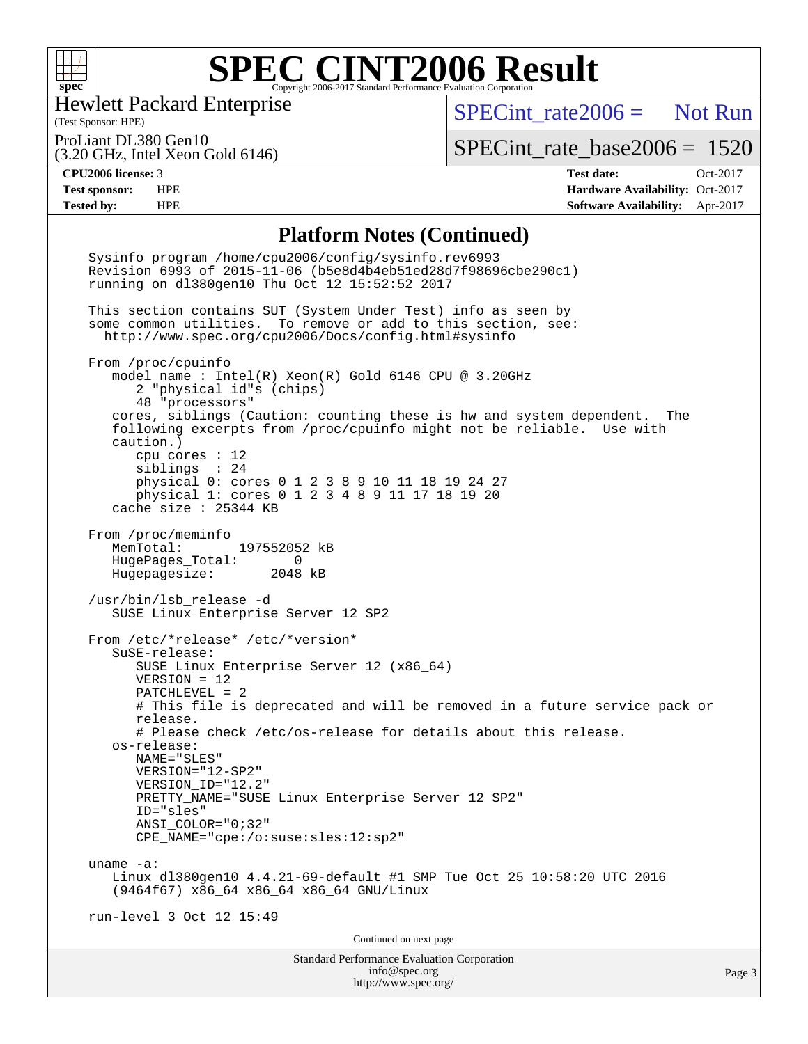# SPEC CINT2006 Result

Hewlett Packard Enterprise
(Test Sponsor: HPE)

ProLiant DL380 Gen10
(3.20 GHz, Intel Xeon Gold 6146)

SPECint_rate2006 = Not Run

SPECint_rate_base2006 = 1520

**CPU2006 license:** 3
**Test sponsor:** HPE
**Tested by:** HPE

**Test date:** Oct-2017
**Hardware Availability:** Oct-2017
**Software Availability:** Apr-2017

## Platform Notes (Continued)

```
Sysinfo program /home/cpu2006/config/sysinfo.rev6993
Revision 6993 of 2015-11-06 (b5e8d4b4eb51ed28d7f98696cbe290c1)
running on dl380gen10 Thu Oct 12 15:52:52 2017

This section contains SUT (System Under Test) info as seen by
some common utilities.  To remove or add to this section, see:
  http://www.spec.org/cpu2006/Docs/config.html#sysinfo

From /proc/cpuinfo
   model name : Intel(R) Xeon(R) Gold 6146 CPU @ 3.20GHz
      2 "physical id"s (chips)
      48 "processors"
   cores, siblings (Caution: counting these is hw and system dependent.  The
   following excerpts from /proc/cpuinfo might not be reliable.  Use with
   caution.)
      cpu cores : 12
      siblings  : 24
      physical 0: cores 0 1 2 3 8 9 10 11 18 19 24 27
      physical 1: cores 0 1 2 3 4 8 9 11 17 18 19 20
   cache size : 25344 KB

From /proc/meminfo
   MemTotal:       197552052 kB
   HugePages_Total:       0
   Hugepagesize:       2048 kB

/usr/bin/lsb_release -d
   SUSE Linux Enterprise Server 12 SP2

From /etc/*release* /etc/*version*
   SuSE-release:
      SUSE Linux Enterprise Server 12 (x86_64)
      VERSION = 12
      PATCHLEVEL = 2
      # This file is deprecated and will be removed in a future service pack or
      release.
      # Please check /etc/os-release for details about this release.
   os-release:
      NAME="SLES"
      VERSION="12-SP2"
      VERSION_ID="12.2"
      PRETTY_NAME="SUSE Linux Enterprise Server 12 SP2"
      ID="sles"
      ANSI_COLOR="0;32"
      CPE_NAME="cpe:/o:suse:sles:12:sp2"

uname -a:
   Linux dl380gen10 4.4.21-69-default #1 SMP Tue Oct 25 10:58:20 UTC 2016
   (9464f67) x86_64 x86_64 x86_64 GNU/Linux

run-level 3 Oct 12 15:49
```

Continued on next page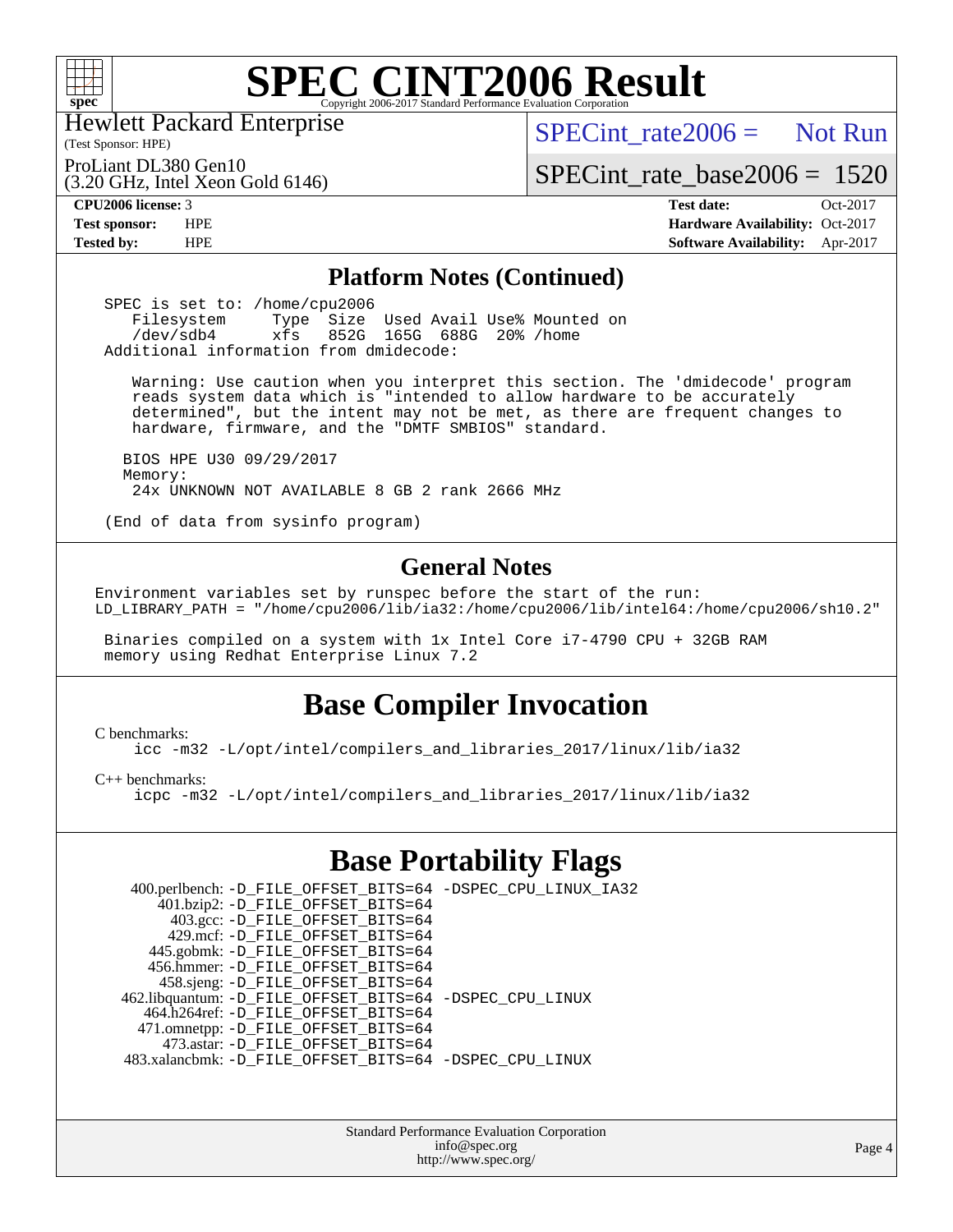# SPEC CINT2006 Result

Hewlett Packard Enterprise
(Test Sponsor: HPE)

ProLiant DL380 Gen10
(3.20 GHz, Intel Xeon Gold 6146)

SPECint_rate2006 = Not Run

SPECint_rate_base2006 = 1520

**CPU2006 license:** 3
**Test sponsor:** HPE
**Tested by:** HPE

**Test date:** Oct-2017
**Hardware Availability:** Oct-2017
**Software Availability:** Apr-2017

## Platform Notes (Continued)

```
SPEC is set to: /home/cpu2006
   Filesystem     Type  Size  Used Avail Use% Mounted on
   /dev/sdb4      xfs   852G  165G  688G  20% /home
Additional information from dmidecode:

   Warning: Use caution when you interpret this section. The 'dmidecode' program
   reads system data which is "intended to allow hardware to be accurately
   determined", but the intent may not be met, as there are frequent changes to
   hardware, firmware, and the "DMTF SMBIOS" standard.

  BIOS HPE U30 09/29/2017
  Memory:
   24x UNKNOWN NOT AVAILABLE 8 GB 2 rank 2666 MHz

(End of data from sysinfo program)
```

## General Notes

```
Environment variables set by runspec before the start of the run:
LD_LIBRARY_PATH = "/home/cpu2006/lib/ia32:/home/cpu2006/lib/intel64:/home/cpu2006/sh10.2"

 Binaries compiled on a system with 1x Intel Core i7-4790 CPU + 32GB RAM
 memory using Redhat Enterprise Linux 7.2
```

## Base Compiler Invocation

C benchmarks:

```
icc -m32 -L/opt/intel/compilers_and_libraries_2017/linux/lib/ia32
```

C++ benchmarks:

```
icpc -m32 -L/opt/intel/compilers_and_libraries_2017/linux/lib/ia32
```

## Base Portability Flags

400.perlbench: -D_FILE_OFFSET_BITS=64 -DSPEC_CPU_LINUX_IA32
401.bzip2: -D_FILE_OFFSET_BITS=64
403.gcc: -D_FILE_OFFSET_BITS=64
429.mcf: -D_FILE_OFFSET_BITS=64
445.gobmk: -D_FILE_OFFSET_BITS=64
456.hmmer: -D_FILE_OFFSET_BITS=64
458.sjeng: -D_FILE_OFFSET_BITS=64
462.libquantum: -D_FILE_OFFSET_BITS=64 -DSPEC_CPU_LINUX
464.h264ref: -D_FILE_OFFSET_BITS=64
471.omnetpp: -D_FILE_OFFSET_BITS=64
473.astar: -D_FILE_OFFSET_BITS=64
483.xalancbmk: -D_FILE_OFFSET_BITS=64 -DSPEC_CPU_LINUX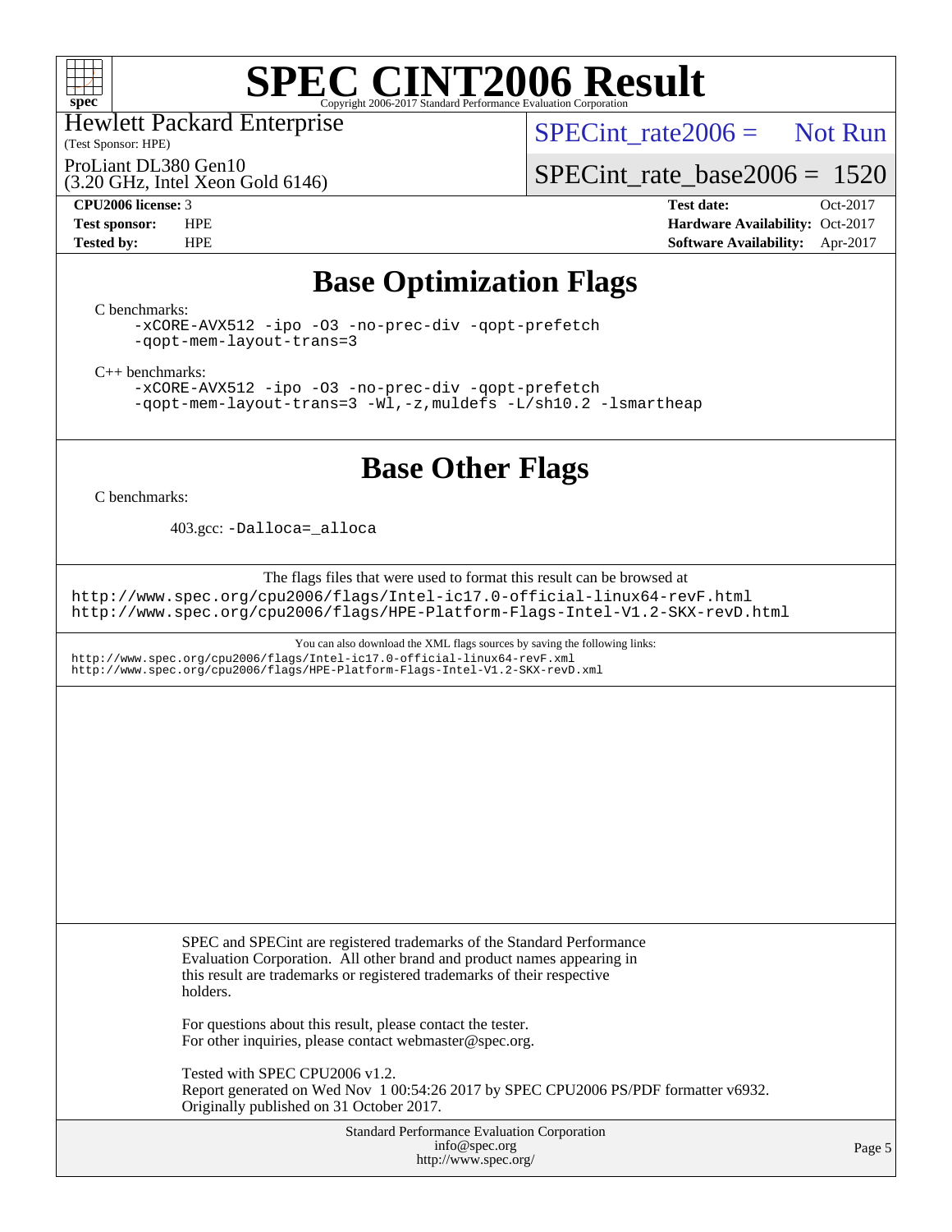# SPEC CINT2006 Result

Copyright 2006-2017 Standard Performance Evaluation Corporation

Hewlett Packard Enterprise
(Test Sponsor: HPE)

ProLiant DL380 Gen10
(3.20 GHz, Intel Xeon Gold 6146)

SPECint_rate2006 = Not Run

SPECint_rate_base2006 = 1520

| | | | |
|---|---|---|---|
| **CPU2006 license:** | 3 | **Test date:** | Oct-2017 |
| **Test sponsor:** | HPE | **Hardware Availability:** | Oct-2017 |
| **Tested by:** | HPE | **Software Availability:** | Apr-2017 |

## Base Optimization Flags

C benchmarks:

```
-xCORE-AVX512 -ipo -O3 -no-prec-div -qopt-prefetch
-qopt-mem-layout-trans=3
```

C++ benchmarks:

```
-xCORE-AVX512 -ipo -O3 -no-prec-div -qopt-prefetch
-qopt-mem-layout-trans=3 -Wl,-z,muldefs -L/sh10.2 -lsmartheap
```

## Base Other Flags

C benchmarks:

403.gcc: `-Dalloca=_alloca`

The flags files that were used to format this result can be browsed at
http://www.spec.org/cpu2006/flags/Intel-ic17.0-official-linux64-revF.html
http://www.spec.org/cpu2006/flags/HPE-Platform-Flags-Intel-V1.2-SKX-revD.html

You can also download the XML flags sources by saving the following links:
http://www.spec.org/cpu2006/flags/Intel-ic17.0-official-linux64-revF.xml
http://www.spec.org/cpu2006/flags/HPE-Platform-Flags-Intel-V1.2-SKX-revD.xml

SPEC and SPECint are registered trademarks of the Standard Performance Evaluation Corporation. All other brand and product names appearing in this result are trademarks or registered trademarks of their respective holders.

For questions about this result, please contact the tester.
For other inquiries, please contact webmaster@spec.org.

Tested with SPEC CPU2006 v1.2.
Report generated on Wed Nov 1 00:54:26 2017 by SPEC CPU2006 PS/PDF formatter v6932.
Originally published on 31 October 2017.

Standard Performance Evaluation Corporation
info@spec.org
http://www.spec.org/